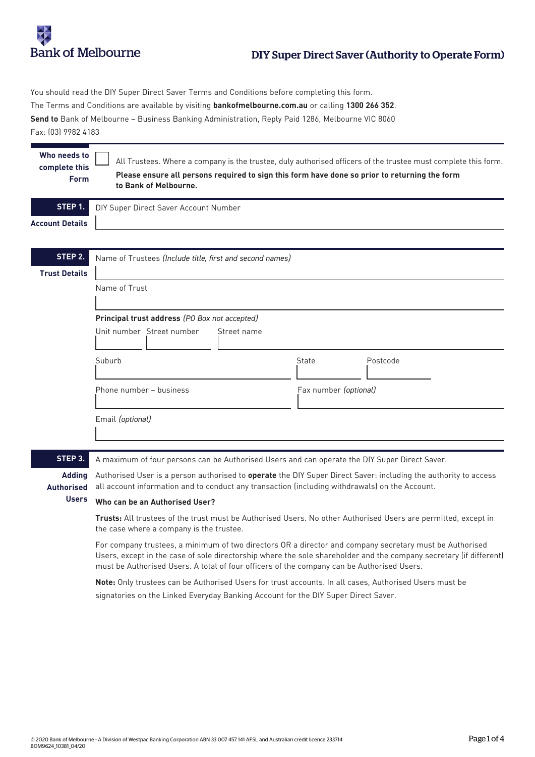Bank of Melbourne

# DIY Super Direct Saver (Authority to Operate Form)

You should read the DIY Super Direct Saver Terms and Conditions before completing this form.
The Terms and Conditions are available by visiting **bankofmelbourne.com.au** or calling **1300 266 352**.
**Send to** Bank of Melbourne – Business Banking Administration, Reply Paid 1286, Melbourne VIC 8060
Fax: (03) 9982 4183

**Who needs to complete this Form**

☐ All Trustees. Where a company is the trustee, duly authorised officers of the trustee must complete this form.
**Please ensure all persons required to sign this form have done so prior to returning the form to Bank of Melbourne.**

## STEP 1. Account Details

DIY Super Direct Saver Account Number

## STEP 2. Trust Details

Name of Trustees *(Include title, first and second names)*

Name of Trust

**Principal trust address** *(PO Box not accepted)*

Unit number | Street number | Street name

Suburb | State | Postcode

Phone number – business | Fax number *(optional)*

Email *(optional)*

## STEP 3. Adding Authorised Users

A maximum of four persons can be Authorised Users and can operate the DIY Super Direct Saver.

Authorised User is a person authorised to **operate** the DIY Super Direct Saver: including the authority to access all account information and to conduct any transaction (including withdrawals) on the Account.

**Who can be an Authorised User?**

**Trusts:** All trustees of the trust must be Authorised Users. No other Authorised Users are permitted, except in the case where a company is the trustee.

For company trustees, a minimum of two directors OR a director and company secretary must be Authorised Users, except in the case of sole directorship where the sole shareholder and the company secretary (if different) must be Authorised Users. A total of four officers of the company can be Authorised Users.

**Note:** Only trustees can be Authorised Users for trust accounts. In all cases, Authorised Users must be signatories on the Linked Everyday Banking Account for the DIY Super Direct Saver.

© 2020 Bank of Melbourne - A Division of Westpac Banking Corporation ABN 33 007 457 141 AFSL and Australian credit licence 233714
BOM9624_10381_04/20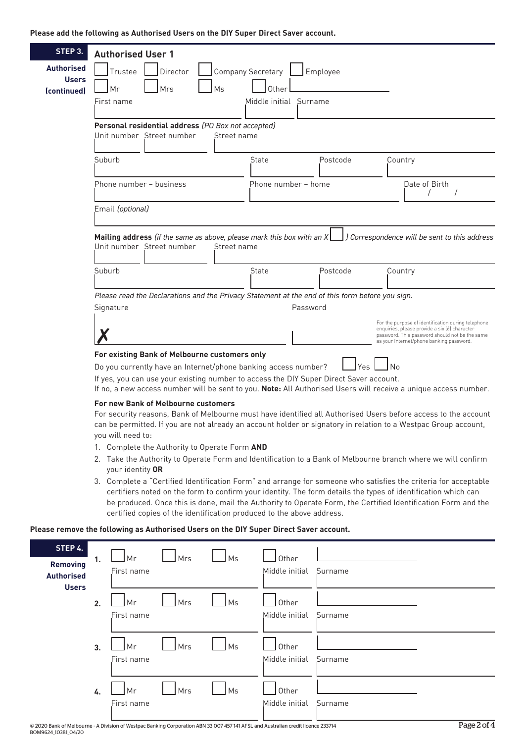**Please add the following as Authorised Users on the DIY Super Direct Saver account.**

## STEP 3. Authorised Users (continued)

### Authorised User 1

☐ Trustee ☐ Director ☐ Company Secretary ☐ Employee

☐ Mr ☐ Mrs ☐ Ms ☐ Other

First name | Middle initial | Surname

**Personal residential address** *(PO Box not accepted)*

Unit number | Street number | Street name

Suburb | State | Postcode | Country

Phone number – business | Phone number – home | Date of Birth / /

Email *(optional)*

**Mailing address** *(if the same as above, please mark this box with an X ☐ ) Correspondence will be sent to this address*

Unit number | Street number | Street name

Suburb | State | Postcode | Country

*Please read the Declarations and the Privacy Statement at the end of this form before you sign.*

Signature

✗

Password

For the purpose of identification during telephone enquiries, please provide a six (6) character password. This password should not be the same as your Internet/phone banking password.

**For existing Bank of Melbourne customers only**

Do you currently have an Internet/phone banking access number? ☐ Yes ☐ No

If yes, you can use your existing number to access the DIY Super Direct Saver account.

If no, a new access number will be sent to you. **Note:** All Authorised Users will receive a unique access number.

**For new Bank of Melbourne customers**

For security reasons, Bank of Melbourne must have identified all Authorised Users before access to the account can be permitted. If you are not already an account holder or signatory in relation to a Westpac Group account, you will need to:

1. Complete the Authority to Operate Form **AND**
2. Take the Authority to Operate Form and Identification to a Bank of Melbourne branch where we will confirm your identity **OR**
3. Complete a "Certified Identification Form" and arrange for someone who satisfies the criteria for acceptable certifiers noted on the form to confirm your identity. The form details the types of identification which can be produced. Once this is done, mail the Authority to Operate Form, the Certified Identification Form and the certified copies of the identification produced to the above address.

**Please remove the following as Authorised Users on the DIY Super Direct Saver account.**

## STEP 4. Removing Authorised Users

1. ☐ Mr ☐ Mrs ☐ Ms ☐ Other
   First name | Middle initial | Surname

2. ☐ Mr ☐ Mrs ☐ Ms ☐ Other
   First name | Middle initial | Surname

3. ☐ Mr ☐ Mrs ☐ Ms ☐ Other
   First name | Middle initial | Surname

4. ☐ Mr ☐ Mrs ☐ Ms ☐ Other
   First name | Middle initial | Surname

© 2020 Bank of Melbourne - A Division of Westpac Banking Corporation ABN 33 007 457 141 AFSL and Australian credit licence 233714
BOM9624_10381_04/20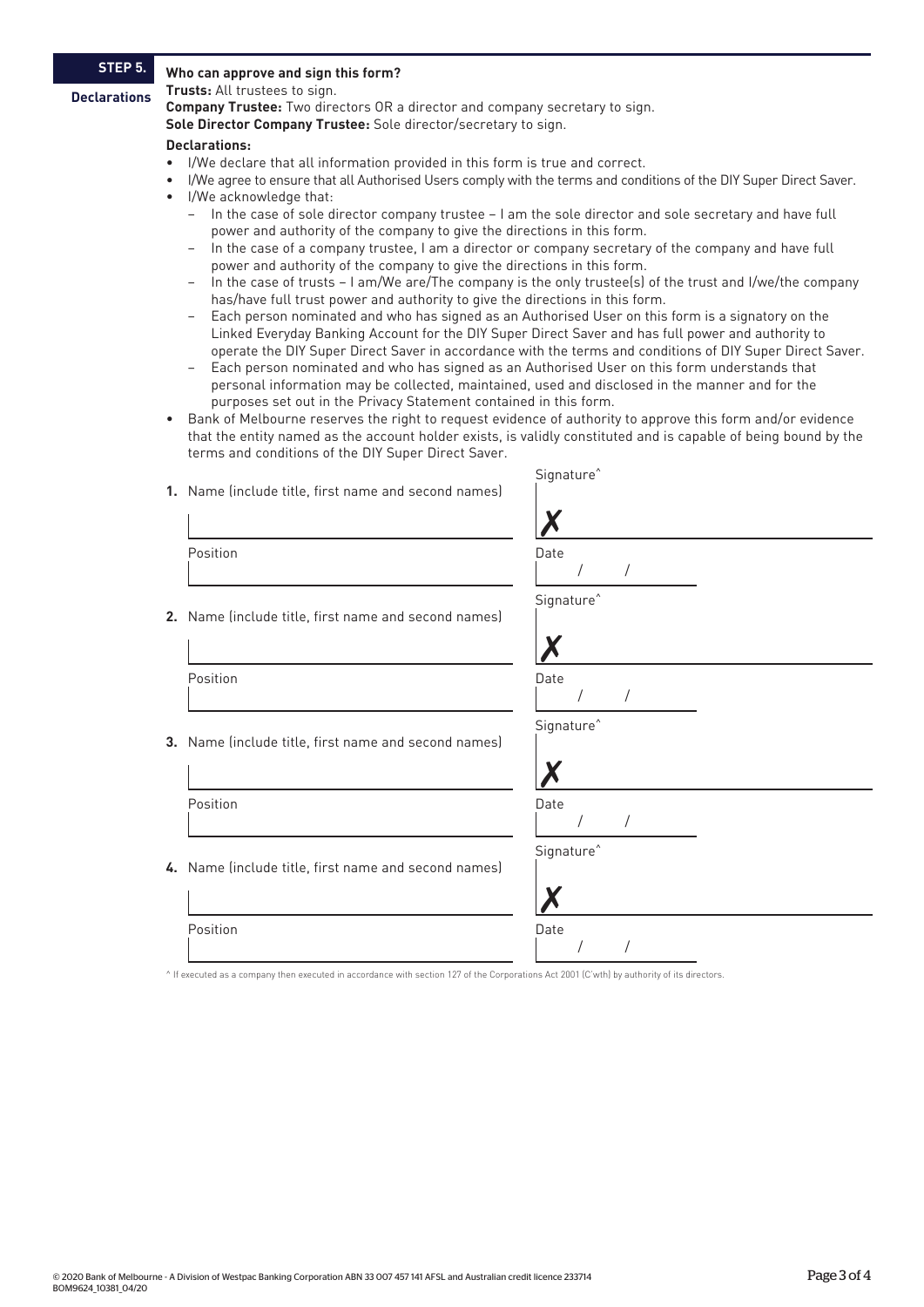## STEP 5. Declarations

**Who can approve and sign this form?**

**Trusts:** All trustees to sign.

**Company Trustee:** Two directors OR a director and company secretary to sign.

**Sole Director Company Trustee:** Sole director/secretary to sign.

**Declarations:**

- I/We declare that all information provided in this form is true and correct.
- I/We agree to ensure that all Authorised Users comply with the terms and conditions of the DIY Super Direct Saver.
- I/We acknowledge that:
  - In the case of sole director company trustee – I am the sole director and sole secretary and have full power and authority of the company to give the directions in this form.
  - In the case of a company trustee, I am a director or company secretary of the company and have full power and authority of the company to give the directions in this form.
  - In the case of trusts – I am/We are/The company is the only trustee(s) of the trust and I/we/the company has/have full trust power and authority to give the directions in this form.
  - Each person nominated and who has signed as an Authorised User on this form is a signatory on the Linked Everyday Banking Account for the DIY Super Direct Saver and has full power and authority to operate the DIY Super Direct Saver in accordance with the terms and conditions of DIY Super Direct Saver.
  - Each person nominated and who has signed as an Authorised User on this form understands that personal information may be collected, maintained, used and disclosed in the manner and for the purposes set out in the Privacy Statement contained in this form.
- Bank of Melbourne reserves the right to request evidence of authority to approve this form and/or evidence that the entity named as the account holder exists, is validly constituted and is capable of being bound by the terms and conditions of the DIY Super Direct Saver.

1. Name (include title, first name and second names) ____________________

   Signature^ ✗ ____________________

   Position ____________________

   Date ___ / ___ / ___

2. Name (include title, first name and second names) ____________________

   Signature^ ✗ ____________________

   Position ____________________

   Date ___ / ___ / ___

3. Name (include title, first name and second names) ____________________

   Signature^ ✗ ____________________

   Position ____________________

   Date ___ / ___ / ___

4. Name (include title, first name and second names) ____________________

   Signature^ ✗ ____________________

   Position ____________________

   Date ___ / ___ / ___

^ If executed as a company then executed in accordance with section 127 of the Corporations Act 2001 (C'wth) by authority of its directors.

© 2020 Bank of Melbourne - A Division of Westpac Banking Corporation ABN 33 007 457 141 AFSL and Australian credit licence 233714
BOM9624_10381_04/20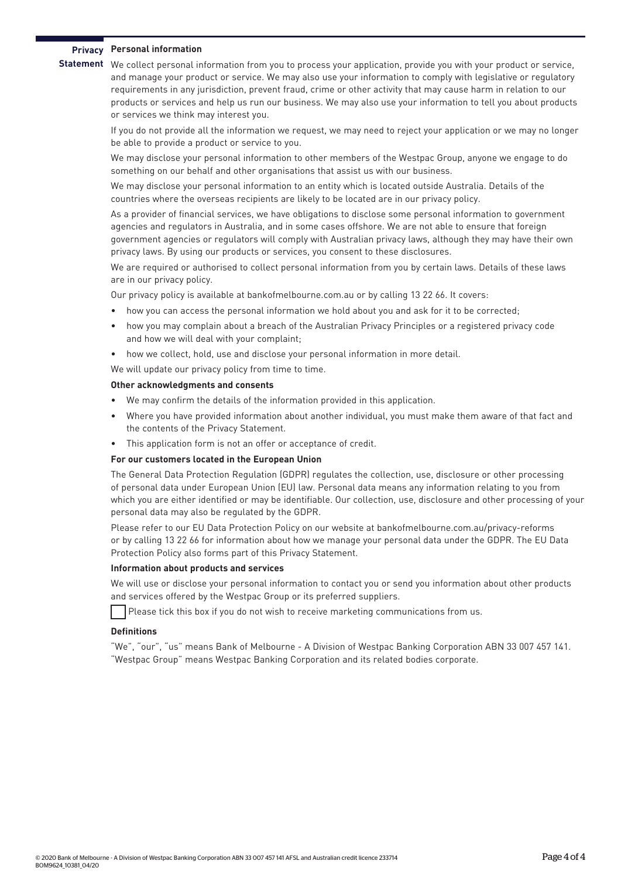## Privacy Statement

### Personal information

We collect personal information from you to process your application, provide you with your product or service, and manage your product or service. We may also use your information to comply with legislative or regulatory requirements in any jurisdiction, prevent fraud, crime or other activity that may cause harm in relation to our products or services and help us run our business. We may also use your information to tell you about products or services we think may interest you.

If you do not provide all the information we request, we may need to reject your application or we may no longer be able to provide a product or service to you.

We may disclose your personal information to other members of the Westpac Group, anyone we engage to do something on our behalf and other organisations that assist us with our business.

We may disclose your personal information to an entity which is located outside Australia. Details of the countries where the overseas recipients are likely to be located are in our privacy policy.

As a provider of financial services, we have obligations to disclose some personal information to government agencies and regulators in Australia, and in some cases offshore. We are not able to ensure that foreign government agencies or regulators will comply with Australian privacy laws, although they may have their own privacy laws. By using our products or services, you consent to these disclosures.

We are required or authorised to collect personal information from you by certain laws. Details of these laws are in our privacy policy.

Our privacy policy is available at bankofmelbourne.com.au or by calling 13 22 66. It covers:

- how you can access the personal information we hold about you and ask for it to be corrected;
- how you may complain about a breach of the Australian Privacy Principles or a registered privacy code and how we will deal with your complaint;
- how we collect, hold, use and disclose your personal information in more detail.

We will update our privacy policy from time to time.

### Other acknowledgments and consents

- We may confirm the details of the information provided in this application.
- Where you have provided information about another individual, you must make them aware of that fact and the contents of the Privacy Statement.
- This application form is not an offer or acceptance of credit.

### For our customers located in the European Union

The General Data Protection Regulation (GDPR) regulates the collection, use, disclosure or other processing of personal data under European Union (EU) law. Personal data means any information relating to you from which you are either identified or may be identifiable. Our collection, use, disclosure and other processing of your personal data may also be regulated by the GDPR.

Please refer to our EU Data Protection Policy on our website at bankofmelbourne.com.au/privacy-reforms or by calling 13 22 66 for information about how we manage your personal data under the GDPR. The EU Data Protection Policy also forms part of this Privacy Statement.

### Information about products and services

We will use or disclose your personal information to contact you or send you information about other products and services offered by the Westpac Group or its preferred suppliers.

☐ Please tick this box if you do not wish to receive marketing communications from us.

### Definitions

"We", "our", "us" means Bank of Melbourne - A Division of Westpac Banking Corporation ABN 33 007 457 141.
"Westpac Group" means Westpac Banking Corporation and its related bodies corporate.

© 2020 Bank of Melbourne - A Division of Westpac Banking Corporation ABN 33 007 457 141 AFSL and Australian credit licence 233714
BOM9624_10381_04/20